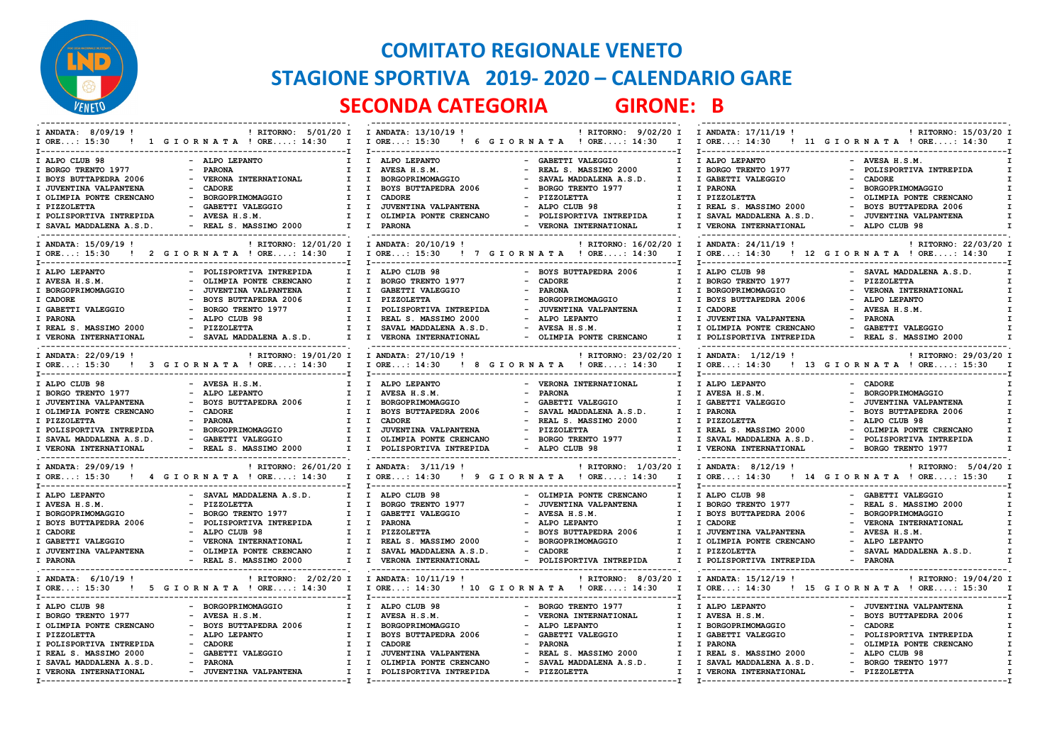# COMITATO REGIONALE VENETO

## STAGIONE SPORTIVA 2019- 2020 – CALENDARIO GARE

### SECONDA CATEGORIA GIRONE: B

**1 GIORNATA** — ANDATA: 8/09/19 ORE...: 15:30 ! RITORNO: 5/01/20 ORE....: 14:30

| Casa | Ospite |
|---|---|
| ALPO CLUB 98 | ALPO LEPANTO |
| BORGO TRENTO 1977 | PARONA |
| BOYS BUTTAPEDRA 2006 | VERONA INTERNATIONAL |
| JUVENTINA VALPANTENA | CADORE |
| OLIMPIA PONTE CRENCANO | BORGOPRIMOMAGGIO |
| PIZZOLETTA | GABETTI VALEGGIO |
| POLISPORTIVA INTREPIDA | AVESA H.S.M. |
| SAVAL MADDALENA A.S.D. | REAL S. MASSIMO 2000 |

**2 GIORNATA** — ANDATA: 15/09/19 ORE...: 15:30 ! RITORNO: 12/01/20 ORE....: 14:30

| Casa | Ospite |
|---|---|
| ALPO LEPANTO | POLISPORTIVA INTREPIDA |
| AVESA H.S.M. | OLIMPIA PONTE CRENCANO |
| BORGOPRIMOMAGGIO | JUVENTINA VALPANTENA |
| CADORE | BOYS BUTTAPEDRA 2006 |
| GABETTI VALEGGIO | BORGO TRENTO 1977 |
| PARONA | ALPO CLUB 98 |
| REAL S. MASSIMO 2000 | PIZZOLETTA |
| VERONA INTERNATIONAL | SAVAL MADDALENA A.S.D. |

**3 GIORNATA** — ANDATA: 22/09/19 ORE...: 15:30 ! RITORNO: 19/01/20 ORE....: 14:30

| Casa | Ospite |
|---|---|
| ALPO CLUB 98 | AVESA H.S.M. |
| BORGO TRENTO 1977 | ALPO LEPANTO |
| JUVENTINA VALPANTENA | BOYS BUTTAPEDRA 2006 |
| OLIMPIA PONTE CRENCANO | CADORE |
| PIZZOLETTA | PARONA |
| POLISPORTIVA INTREPIDA | BORGOPRIMOMAGGIO |
| SAVAL MADDALENA A.S.D. | GABETTI VALEGGIO |
| VERONA INTERNATIONAL | REAL S. MASSIMO 2000 |

**4 GIORNATA** — ANDATA: 29/09/19 ORE...: 15:30 ! RITORNO: 26/01/20 ORE....: 14:30

| Casa | Ospite |
|---|---|
| ALPO LEPANTO | SAVAL MADDALENA A.S.D. |
| AVESA H.S.M. | PIZZOLETTA |
| BORGOPRIMOMAGGIO | BORGO TRENTO 1977 |
| BOYS BUTTAPEDRA 2006 | POLISPORTIVA INTREPIDA |
| CADORE | ALPO CLUB 98 |
| GABETTI VALEGGIO | VERONA INTERNATIONAL |
| JUVENTINA VALPANTENA | OLIMPIA PONTE CRENCANO |
| PARONA | REAL S. MASSIMO 2000 |

**5 GIORNATA** — ANDATA: 6/10/19 ORE...: 15:30 ! RITORNO: 2/02/20 ORE....: 14:30

| Casa | Ospite |
|---|---|
| ALPO CLUB 98 | BORGOPRIMOMAGGIO |
| BORGO TRENTO 1977 | AVESA H.S.M. |
| OLIMPIA PONTE CRENCANO | BOYS BUTTAPEDRA 2006 |
| PIZZOLETTA | ALPO LEPANTO |
| POLISPORTIVA INTREPIDA | CADORE |
| REAL S. MASSIMO 2000 | GABETTI VALEGGIO |
| SAVAL MADDALENA A.S.D. | PARONA |
| VERONA INTERNATIONAL | JUVENTINA VALPANTENA |

**6 GIORNATA** — ANDATA: 13/10/19 ORE...: 15:30 ! RITORNO: 9/02/20 ORE....: 14:30

| Casa | Ospite |
|---|---|
| ALPO LEPANTO | GABETTI VALEGGIO |
| AVESA H.S.M. | REAL S. MASSIMO 2000 |
| BORGOPRIMOMAGGIO | SAVAL MADDALENA A.S.D. |
| BOYS BUTTAPEDRA 2006 | BORGO TRENTO 1977 |
| CADORE | PIZZOLETTA |
| JUVENTINA VALPANTENA | ALPO CLUB 98 |
| OLIMPIA PONTE CRENCANO | POLISPORTIVA INTREPIDA |
| PARONA | VERONA INTERNATIONAL |

**7 GIORNATA** — ANDATA: 20/10/19 ORE...: 15:30 ! RITORNO: 16/02/20 ORE....: 14:30

| Casa | Ospite |
|---|---|
| ALPO CLUB 98 | BOYS BUTTAPEDRA 2006 |
| BORGO TRENTO 1977 | CADORE |
| GABETTI VALEGGIO | PARONA |
| PIZZOLETTA | BORGOPRIMOMAGGIO |
| POLISPORTIVA INTREPIDA | JUVENTINA VALPANTENA |
| REAL S. MASSIMO 2000 | ALPO LEPANTO |
| SAVAL MADDALENA A.S.D. | AVESA H.S.M. |
| VERONA INTERNATIONAL | OLIMPIA PONTE CRENCANO |

**8 GIORNATA** — ANDATA: 27/10/19 ORE...: 14:30 ! RITORNO: 23/02/20 ORE....: 14:30

| Casa | Ospite |
|---|---|
| ALPO LEPANTO | VERONA INTERNATIONAL |
| AVESA H.S.M. | PARONA |
| BORGOPRIMOMAGGIO | GABETTI VALEGGIO |
| BOYS BUTTAPEDRA 2006 | SAVAL MADDALENA A.S.D. |
| CADORE | REAL S. MASSIMO 2000 |
| JUVENTINA VALPANTENA | PIZZOLETTA |
| OLIMPIA PONTE CRENCANO | BORGO TRENTO 1977 |
| POLISPORTIVA INTREPIDA | ALPO CLUB 98 |

**9 GIORNATA** — ANDATA: 3/11/19 ORE...: 14:30 ! RITORNO: 1/03/20 ORE....: 14:30

| Casa | Ospite |
|---|---|
| ALPO CLUB 98 | OLIMPIA PONTE CRENCANO |
| BORGO TRENTO 1977 | JUVENTINA VALPANTENA |
| GABETTI VALEGGIO | AVESA H.S.M. |
| PARONA | ALPO LEPANTO |
| PIZZOLETTA | BOYS BUTTAPEDRA 2006 |
| REAL S. MASSIMO 2000 | BORGOPRIMOMAGGIO |
| SAVAL MADDALENA A.S.D. | CADORE |
| VERONA INTERNATIONAL | POLISPORTIVA INTREPIDA |

**10 GIORNATA** — ANDATA: 10/11/19 ORE...: 14:30 ! RITORNO: 8/03/20 ORE....: 14:30

| Casa | Ospite |
|---|---|
| ALPO CLUB 98 | BORGO TRENTO 1977 |
| AVESA H.S.M. | VERONA INTERNATIONAL |
| BORGOPRIMOMAGGIO | ALPO LEPANTO |
| BOYS BUTTAPEDRA 2006 | GABETTI VALEGGIO |
| CADORE | PARONA |
| JUVENTINA VALPANTENA | REAL S. MASSIMO 2000 |
| OLIMPIA PONTE CRENCANO | SAVAL MADDALENA A.S.D. |
| POLISPORTIVA INTREPIDA | PIZZOLETTA |

**11 GIORNATA** — ANDATA: 17/11/19 ORE...: 14:30 ! RITORNO: 15/03/20 ORE....: 14:30

| Casa | Ospite |
|---|---|
| ALPO LEPANTO | AVESA H.S.M. |
| BORGO TRENTO 1977 | POLISPORTIVA INTREPIDA |
| GABETTI VALEGGIO | CADORE |
| PARONA | BORGOPRIMOMAGGIO |
| PIZZOLETTA | OLIMPIA PONTE CRENCANO |
| REAL S. MASSIMO 2000 | BOYS BUTTAPEDRA 2006 |
| SAVAL MADDALENA A.S.D. | JUVENTINA VALPANTENA |
| VERONA INTERNATIONAL | ALPO CLUB 98 |

**12 GIORNATA** — ANDATA: 24/11/19 ORE...: 14:30 ! RITORNO: 22/03/20 ORE....: 14:30

| Casa | Ospite |
|---|---|
| ALPO CLUB 98 | SAVAL MADDALENA A.S.D. |
| BORGO TRENTO 1977 | PIZZOLETTA |
| BORGOPRIMOMAGGIO | VERONA INTERNATIONAL |
| BOYS BUTTAPEDRA 2006 | ALPO LEPANTO |
| CADORE | AVESA H.S.M. |
| JUVENTINA VALPANTENA | PARONA |
| OLIMPIA PONTE CRENCANO | GABETTI VALEGGIO |
| POLISPORTIVA INTREPIDA | REAL S. MASSIMO 2000 |

**13 GIORNATA** — ANDATA: 1/12/19 ORE...: 14:30 ! RITORNO: 29/03/20 ORE....: 15:30

| Casa | Ospite |
|---|---|
| ALPO LEPANTO | CADORE |
| AVESA H.S.M. | BORGOPRIMOMAGGIO |
| GABETTI VALEGGIO | JUVENTINA VALPANTENA |
| PARONA | BOYS BUTTAPEDRA 2006 |
| PIZZOLETTA | ALPO CLUB 98 |
| REAL S. MASSIMO 2000 | OLIMPIA PONTE CRENCANO |
| SAVAL MADDALENA A.S.D. | POLISPORTIVA INTREPIDA |
| VERONA INTERNATIONAL | BORGO TRENTO 1977 |

**14 GIORNATA** — ANDATA: 8/12/19 ORE...: 14:30 ! RITORNO: 5/04/20 ORE....: 15:30

| Casa | Ospite |
|---|---|
| ALPO CLUB 98 | GABETTI VALEGGIO |
| BORGO TRENTO 1977 | REAL S. MASSIMO 2000 |
| BOYS BUTTAPEDRA 2006 | BORGOPRIMOMAGGIO |
| CADORE | VERONA INTERNATIONAL |
| JUVENTINA VALPANTENA | AVESA H.S.M. |
| OLIMPIA PONTE CRENCANO | ALPO LEPANTO |
| PIZZOLETTA | SAVAL MADDALENA A.S.D. |
| POLISPORTIVA INTREPIDA | PARONA |

**15 GIORNATA** — ANDATA: 15/12/19 ORE...: 14:30 ! RITORNO: 19/04/20 ORE....: 15:30

| Casa | Ospite |
|---|---|
| ALPO LEPANTO | JUVENTINA VALPANTENA |
| AVESA H.S.M. | BOYS BUTTAPEDRA 2006 |
| BORGOPRIMOMAGGIO | CADORE |
| GABETTI VALEGGIO | POLISPORTIVA INTREPIDA |
| PARONA | OLIMPIA PONTE CRENCANO |
| REAL S. MASSIMO 2000 | ALPO CLUB 98 |
| SAVAL MADDALENA A.S.D. | BORGO TRENTO 1977 |
| VERONA INTERNATIONAL | PIZZOLETTA |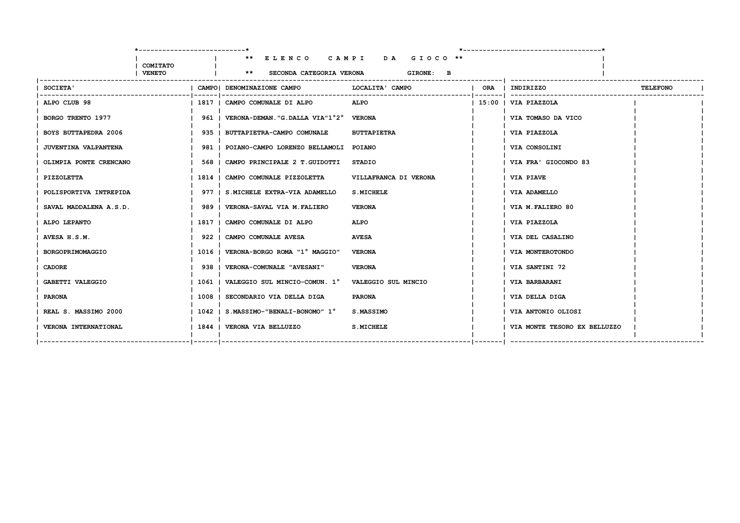COMITATO VENETO

** E L E N C O   C A M P I   D A   G I O C O **

** SECONDA CATEGORIA VERONA   GIRONE: B

| SOCIETA' | CAMPO | DENOMINAZIONE CAMPO | LOCALITA' CAMPO | ORA | INDIRIZZO | TELEFONO |
|---|---|---|---|---|---|---|
| ALPO CLUB 98 | 1817 | CAMPO COMUNALE DI ALPO | ALPO | 15:00 | VIA PIAZZOLA | |
| BORGO TRENTO 1977 | 961 | VERONA-DEMAN."G.DALLA VIA"1°2° | VERONA | | VIA TOMASO DA VICO | |
| BOYS BUTTAPEDRA 2006 | 935 | BUTTAPIETRA-CAMPO COMUNALE | BUTTAPIETRA | | VIA PIAZZOLA | |
| JUVENTINA VALPANTENA | 981 | POIANO-CAMPO LORENZO BELLAMOLI | POIANO | | VIA CONSOLINI | |
| OLIMPIA PONTE CRENCANO | 568 | CAMPO PRINCIPALE 2 T.GUIDOTTI | STADIO | | VIA FRA' GIOCONDO 83 | |
| PIZZOLETTA | 1814 | CAMPO COMUNALE PIZZOLETTA | VILLAFRANCA DI VERONA | | VIA PIAVE | |
| POLISPORTIVA INTREPIDA | 977 | S.MICHELE EXTRA-VIA ADAMELLO | S.MICHELE | | VIA ADAMELLO | |
| SAVAL MADDALENA A.S.D. | 989 | VERONA-SAVAL VIA M.FALIERO | VERONA | | VIA M.FALIERO 80 | |
| ALPO LEPANTO | 1817 | CAMPO COMUNALE DI ALPO | ALPO | | VIA PIAZZOLA | |
| AVESA H.S.M. | 922 | CAMPO COMUNALE AVESA | AVESA | | VIA DEL CASALINO | |
| BORGOPRIMOMAGGIO | 1016 | VERONA-BORGO ROMA "1° MAGGIO" | VERONA | | VIA MONTEROTONDO | |
| CADORE | 938 | VERONA-COMUNALE "AVESANI" | VERONA | | VIA SANTINI 72 | |
| GABETTI VALEGGIO | 1061 | VALEGGIO SUL MINCIO-COMUN. 1° | VALEGGIO SUL MINCIO | | VIA BARBARANI | |
| PARONA | 1008 | SECONDARIO VIA DELLA DIGA | PARONA | | VIA DELLA DIGA | |
| REAL S. MASSIMO 2000 | 1042 | S.MASSIMO-"BENALI-BONOMO" 1° | S.MASSIMO | | VIA ANTONIO OLIOSI | |
| VERONA INTERNATIONAL | 1844 | VERONA VIA BELLUZZO | S.MICHELE | | VIA MONTE TESORO EX BELLUZZO | |